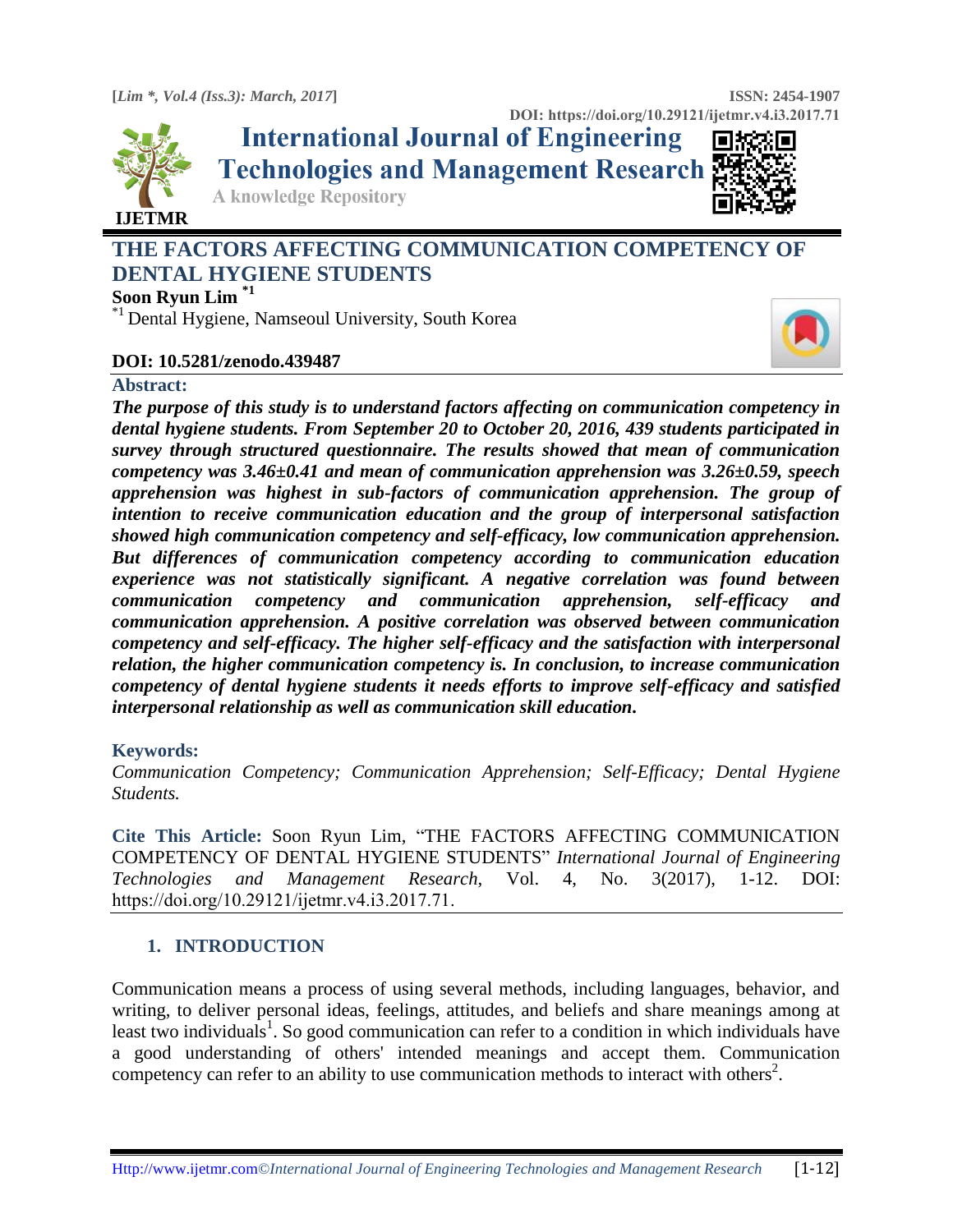# THE FACTORS AFFECTING COMMUNICATION COMPETENCY OF DENTAL HYGIENE STUDENTS

**Soon Ryun Lim** [*1]

[*1] Dental Hygiene, Namseoul University, South Korea

**DOI: 10.5281/zenodo.439487**

## Abstract:

***The purpose of this study is to understand factors affecting on communication competency in dental hygiene students. From September 20 to October 20, 2016, 439 students participated in survey through structured questionnaire. The results showed that mean of communication competency was 3.46±0.41 and mean of communication apprehension was 3.26±0.59, speech apprehension was highest in sub-factors of communication apprehension. The group of intention to receive communication education and the group of interpersonal satisfaction showed high communication competency and self-efficacy, low communication apprehension. But differences of communication competency according to communication education experience was not statistically significant. A negative correlation was found between communication competency and communication apprehension, self-efficacy and communication apprehension. A positive correlation was observed between communication competency and self-efficacy. The higher self-efficacy and the satisfaction with interpersonal relation, the higher communication competency is. In conclusion, to increase communication competency of dental hygiene students it needs efforts to improve self-efficacy and satisfied interpersonal relationship as well as communication skill education.***

## Keywords:

*Communication Competency; Communication Apprehension; Self-Efficacy; Dental Hygiene Students.*

**Cite This Article:** Soon Ryun Lim, "THE FACTORS AFFECTING COMMUNICATION COMPETENCY OF DENTAL HYGIENE STUDENTS" *International Journal of Engineering Technologies and Management Research,* Vol. 4, No. 3(2017), 1-12. DOI: https://doi.org/10.29121/ijetmr.v4.i3.2017.71.

## 1. INTRODUCTION

Communication means a process of using several methods, including languages, behavior, and writing, to deliver personal ideas, feelings, attitudes, and beliefs and share meanings among at least two individuals[1]. So good communication can refer to a condition in which individuals have a good understanding of others' intended meanings and accept them. Communication competency can refer to an ability to use communication methods to interact with others[2].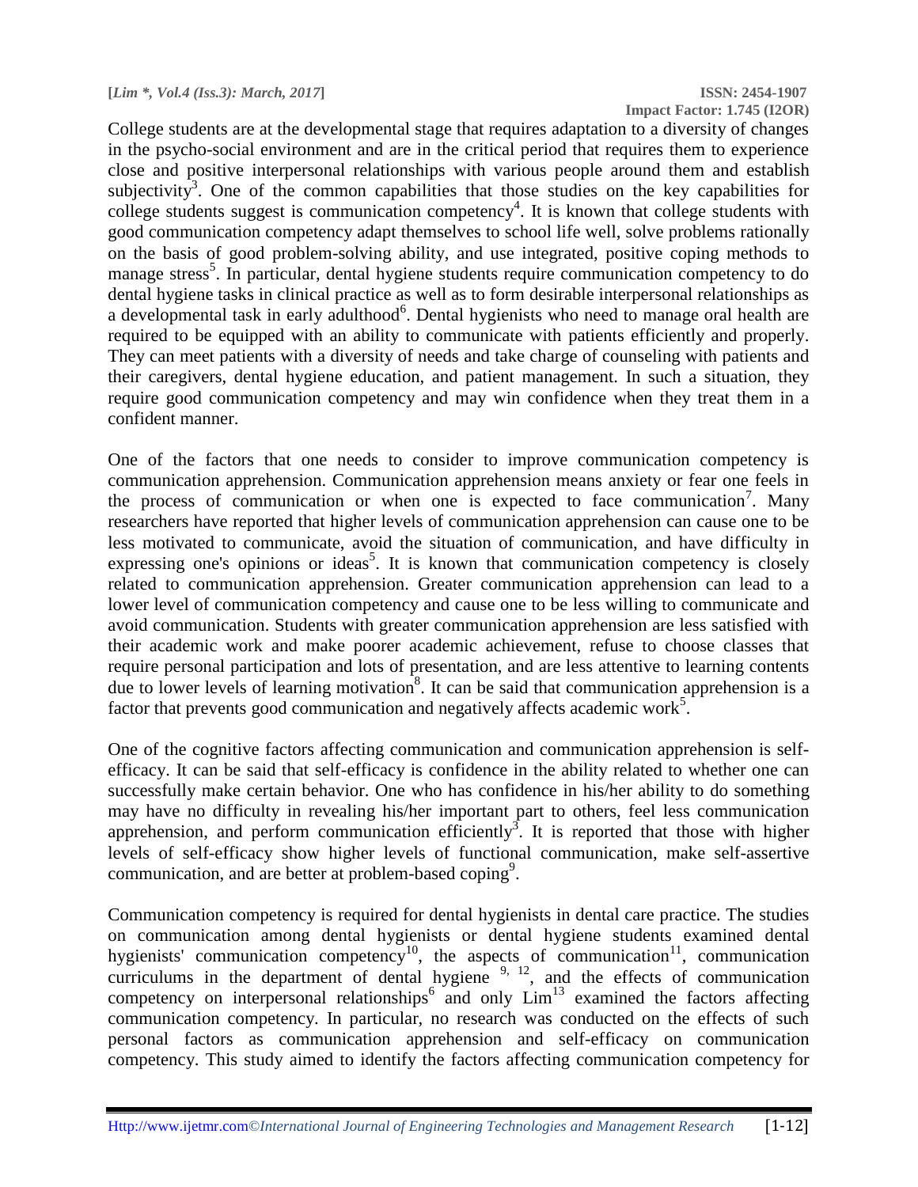College students are at the developmental stage that requires adaptation to a diversity of changes in the psycho-social environment and are in the critical period that requires them to experience close and positive interpersonal relationships with various people around them and establish subjectivity[3]. One of the common capabilities that those studies on the key capabilities for college students suggest is communication competency[4]. It is known that college students with good communication competency adapt themselves to school life well, solve problems rationally on the basis of good problem-solving ability, and use integrated, positive coping methods to manage stress[5]. In particular, dental hygiene students require communication competency to do dental hygiene tasks in clinical practice as well as to form desirable interpersonal relationships as a developmental task in early adulthood[6]. Dental hygienists who need to manage oral health are required to be equipped with an ability to communicate with patients efficiently and properly. They can meet patients with a diversity of needs and take charge of counseling with patients and their caregivers, dental hygiene education, and patient management. In such a situation, they require good communication competency and may win confidence when they treat them in a confident manner.

One of the factors that one needs to consider to improve communication competency is communication apprehension. Communication apprehension means anxiety or fear one feels in the process of communication or when one is expected to face communication[7]. Many researchers have reported that higher levels of communication apprehension can cause one to be less motivated to communicate, avoid the situation of communication, and have difficulty in expressing one's opinions or ideas[5]. It is known that communication competency is closely related to communication apprehension. Greater communication apprehension can lead to a lower level of communication competency and cause one to be less willing to communicate and avoid communication. Students with greater communication apprehension are less satisfied with their academic work and make poorer academic achievement, refuse to choose classes that require personal participation and lots of presentation, and are less attentive to learning contents due to lower levels of learning motivation[8]. It can be said that communication apprehension is a factor that prevents good communication and negatively affects academic work[5].

One of the cognitive factors affecting communication and communication apprehension is self-efficacy. It can be said that self-efficacy is confidence in the ability related to whether one can successfully make certain behavior. One who has confidence in his/her ability to do something may have no difficulty in revealing his/her important part to others, feel less communication apprehension, and perform communication efficiently[3]. It is reported that those with higher levels of self-efficacy show higher levels of functional communication, make self-assertive communication, and are better at problem-based coping[9].

Communication competency is required for dental hygienists in dental care practice. The studies on communication among dental hygienists or dental hygiene students examined dental hygienists' communication competency[10], the aspects of communication[11], communication curriculums in the department of dental hygiene [9, 12], and the effects of communication competency on interpersonal relationships[6] and only Lim[13] examined the factors affecting communication competency. In particular, no research was conducted on the effects of such personal factors as communication apprehension and self-efficacy on communication competency. This study aimed to identify the factors affecting communication competency for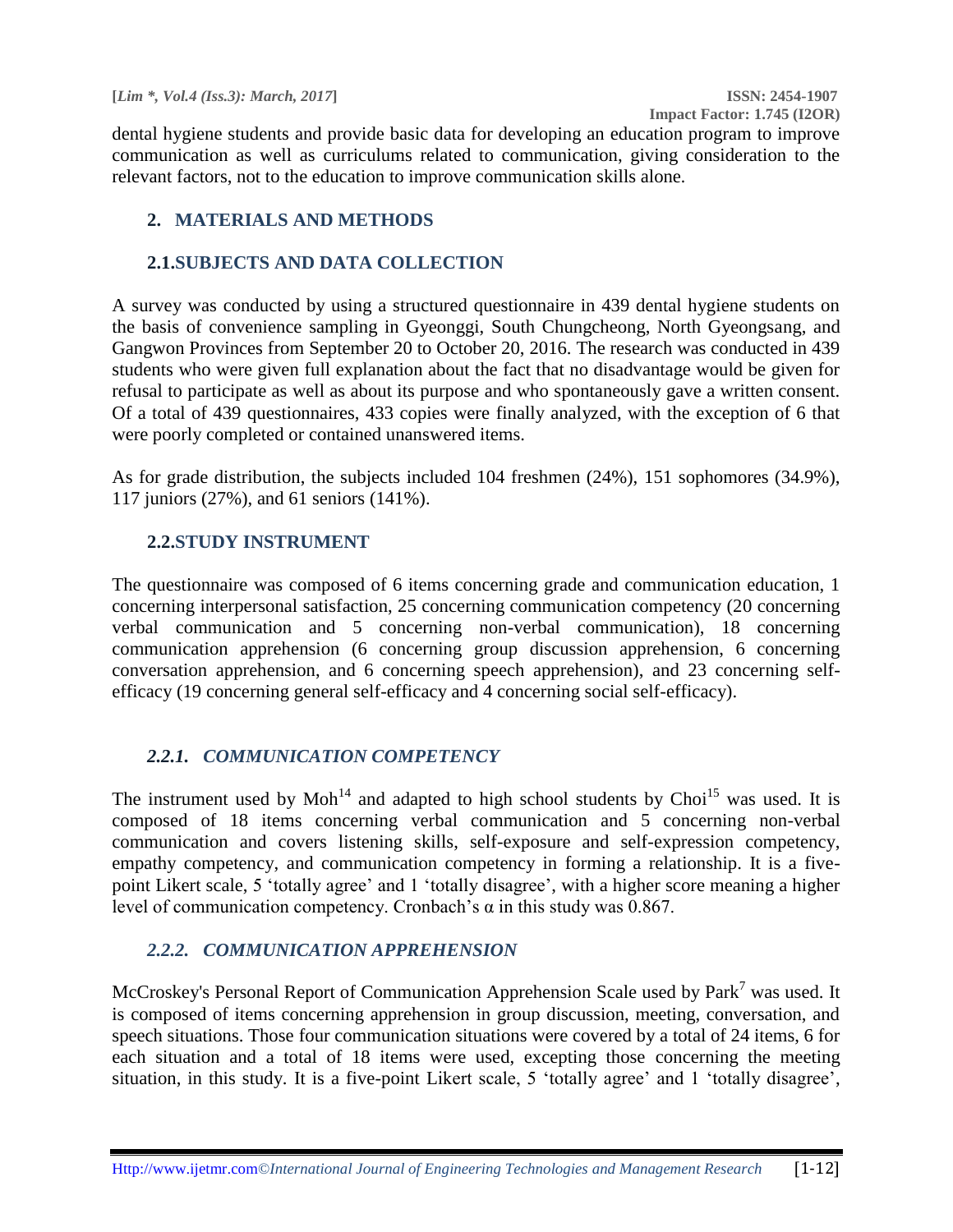dental hygiene students and provide basic data for developing an education program to improve communication as well as curriculums related to communication, giving consideration to the relevant factors, not to the education to improve communication skills alone.

## 2. MATERIALS AND METHODS

### 2.1.SUBJECTS AND DATA COLLECTION

A survey was conducted by using a structured questionnaire in 439 dental hygiene students on the basis of convenience sampling in Gyeonggi, South Chungcheong, North Gyeongsang, and Gangwon Provinces from September 20 to October 20, 2016. The research was conducted in 439 students who were given full explanation about the fact that no disadvantage would be given for refusal to participate as well as about its purpose and who spontaneously gave a written consent. Of a total of 439 questionnaires, 433 copies were finally analyzed, with the exception of 6 that were poorly completed or contained unanswered items.

As for grade distribution, the subjects included 104 freshmen (24%), 151 sophomores (34.9%), 117 juniors (27%), and 61 seniors (141%).

### 2.2.STUDY INSTRUMENT

The questionnaire was composed of 6 items concerning grade and communication education, 1 concerning interpersonal satisfaction, 25 concerning communication competency (20 concerning verbal communication and 5 concerning non-verbal communication), 18 concerning communication apprehension (6 concerning group discussion apprehension, 6 concerning conversation apprehension, and 6 concerning speech apprehension), and 23 concerning self-efficacy (19 concerning general self-efficacy and 4 concerning social self-efficacy).

#### *2.2.1. COMMUNICATION COMPETENCY*

The instrument used by Moh[14] and adapted to high school students by Choi[15] was used. It is composed of 18 items concerning verbal communication and 5 concerning non-verbal communication and covers listening skills, self-exposure and self-expression competency, empathy competency, and communication competency in forming a relationship. It is a five-point Likert scale, 5 'totally agree' and 1 'totally disagree', with a higher score meaning a higher level of communication competency. Cronbach's $\alpha$ in this study was 0.867.

#### *2.2.2. COMMUNICATION APPREHENSION*

McCroskey's Personal Report of Communication Apprehension Scale used by Park[7] was used. It is composed of items concerning apprehension in group discussion, meeting, conversation, and speech situations. Those four communication situations were covered by a total of 24 items, 6 for each situation and a total of 18 items were used, excepting those concerning the meeting situation, in this study. It is a five-point Likert scale, 5 'totally agree' and 1 'totally disagree',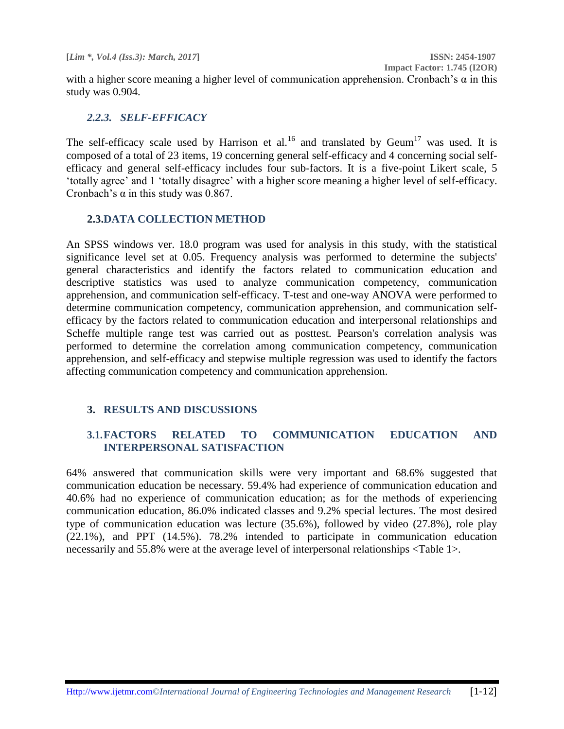with a higher score meaning a higher level of communication apprehension. Cronbach's α in this study was 0.904.

### *2.2.3. SELF-EFFICACY*

The self-efficacy scale used by Harrison et al.[16] and translated by Geum[17] was used. It is composed of a total of 23 items, 19 concerning general self-efficacy and 4 concerning social self-efficacy and general self-efficacy includes four sub-factors. It is a five-point Likert scale, 5 'totally agree' and 1 'totally disagree' with a higher score meaning a higher level of self-efficacy. Cronbach's α in this study was 0.867.

### 2.3. DATA COLLECTION METHOD

An SPSS windows ver. 18.0 program was used for analysis in this study, with the statistical significance level set at 0.05. Frequency analysis was performed to determine the subjects' general characteristics and identify the factors related to communication education and descriptive statistics was used to analyze communication competency, communication apprehension, and communication self-efficacy. T-test and one-way ANOVA were performed to determine communication competency, communication apprehension, and communication self-efficacy by the factors related to communication education and interpersonal relationships and Scheffe multiple range test was carried out as posttest. Pearson's correlation analysis was performed to determine the correlation among communication competency, communication apprehension, and self-efficacy and stepwise multiple regression was used to identify the factors affecting communication competency and communication apprehension.

## 3. RESULTS AND DISCUSSIONS

### 3.1. FACTORS RELATED TO COMMUNICATION EDUCATION AND INTERPERSONAL SATISFACTION

64% answered that communication skills were very important and 68.6% suggested that communication education be necessary. 59.4% had experience of communication education and 40.6% had no experience of communication education; as for the methods of experiencing communication education, 86.0% indicated classes and 9.2% special lectures. The most desired type of communication education was lecture (35.6%), followed by video (27.8%), role play (22.1%), and PPT (14.5%). 78.2% intended to participate in communication education necessarily and 55.8% were at the average level of interpersonal relationships <Table 1>.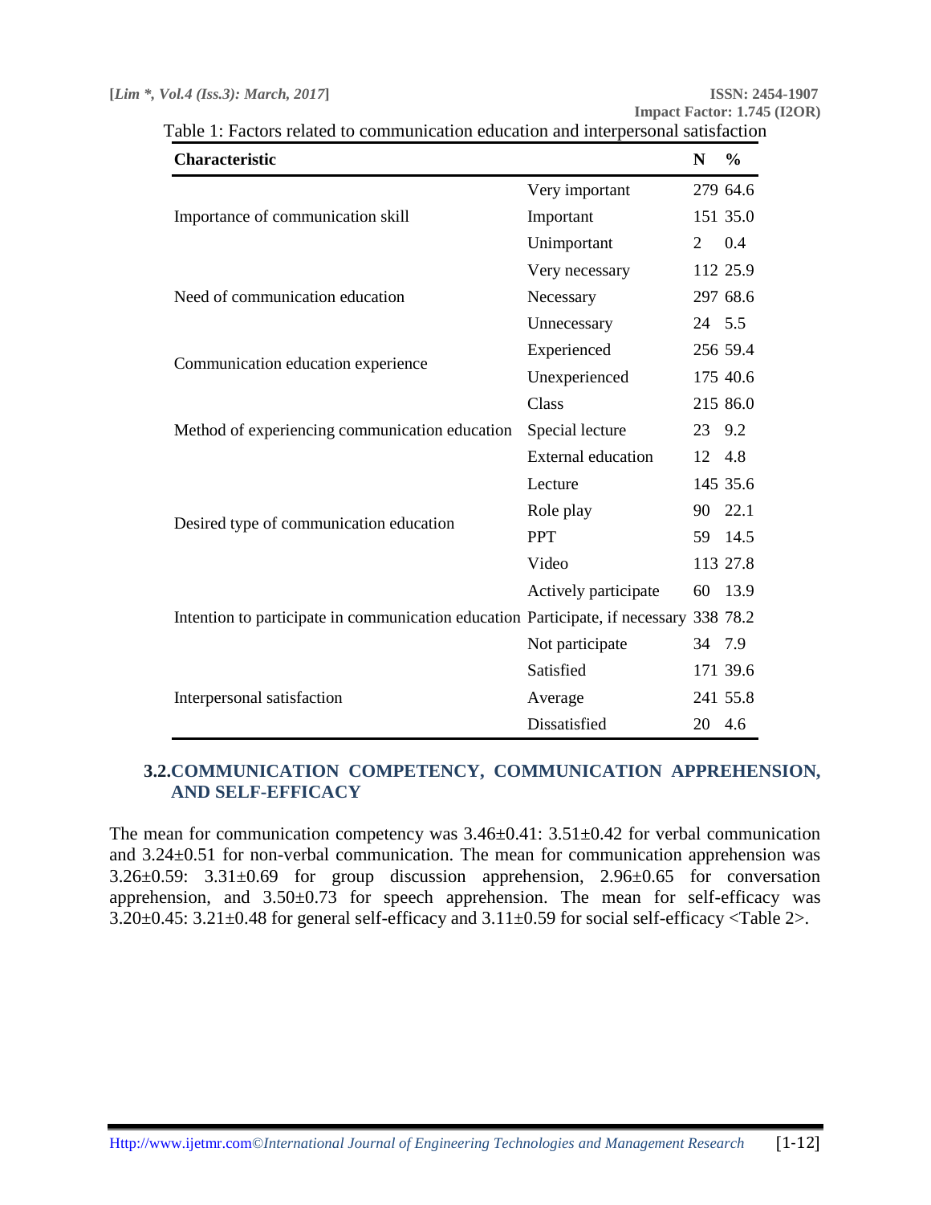Table 1: Factors related to communication education and interpersonal satisfaction

| Characteristic | | N | % |
|---|---|---|---|
| Importance of communication skill | Very important | 279 | 64.6 |
| | Important | 151 | 35.0 |
| | Unimportant | 2 | 0.4 |
| Need of communication education | Very necessary | 112 | 25.9 |
| | Necessary | 297 | 68.6 |
| | Unnecessary | 24 | 5.5 |
| Communication education experience | Experienced | 256 | 59.4 |
| | Unexperienced | 175 | 40.6 |
| Method of experiencing communication education | Class | 215 | 86.0 |
| | Special lecture | 23 | 9.2 |
| | External education | 12 | 4.8 |
| Desired type of communication education | Lecture | 145 | 35.6 |
| | Role play | 90 | 22.1 |
| | PPT | 59 | 14.5 |
| | Video | 113 | 27.8 |
| Intention to participate in communication education | Actively participate | 60 | 13.9 |
| | Participate, if necessary | 338 | 78.2 |
| | Not participate | 34 | 7.9 |
| Interpersonal satisfaction | Satisfied | 171 | 39.6 |
| | Average | 241 | 55.8 |
| | Dissatisfied | 20 | 4.6 |

## 3.2. COMMUNICATION COMPETENCY, COMMUNICATION APPREHENSION, AND SELF-EFFICACY

The mean for communication competency was 3.46±0.41: 3.51±0.42 for verbal communication and 3.24±0.51 for non-verbal communication. The mean for communication apprehension was 3.26±0.59: 3.31±0.69 for group discussion apprehension, 2.96±0.65 for conversation apprehension, and 3.50±0.73 for speech apprehension. The mean for self-efficacy was 3.20±0.45: 3.21±0.48 for general self-efficacy and 3.11±0.59 for social self-efficacy <Table 2>.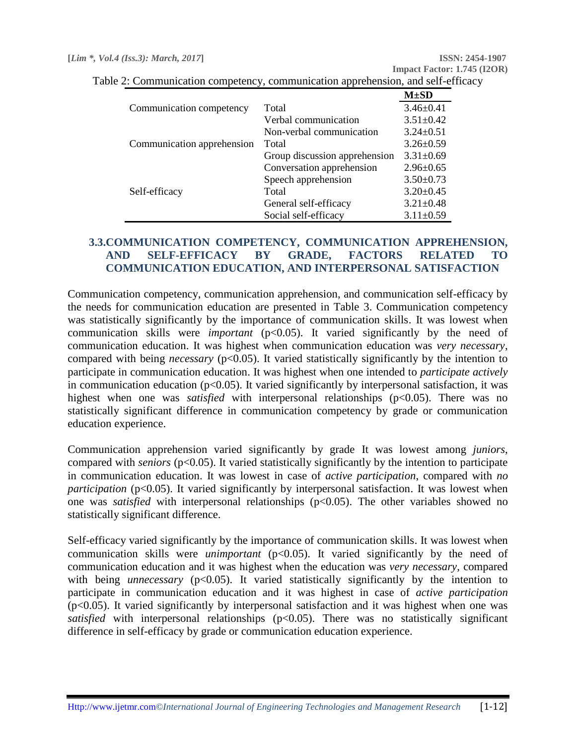Table 2: Communication competency, communication apprehension, and self-efficacy

| | | M±SD |
|---|---|---|
| Communication competency | Total | 3.46±0.41 |
| | Verbal communication | 3.51±0.42 |
| | Non-verbal communication | 3.24±0.51 |
| Communication apprehension | Total | 3.26±0.59 |
| | Group discussion apprehension | 3.31±0.69 |
| | Conversation apprehension | 2.96±0.65 |
| | Speech apprehension | 3.50±0.73 |
| Self-efficacy | Total | 3.20±0.45 |
| | General self-efficacy | 3.21±0.48 |
| | Social self-efficacy | 3.11±0.59 |

## 3.3. COMMUNICATION COMPETENCY, COMMUNICATION APPREHENSION, AND SELF-EFFICACY BY GRADE, FACTORS RELATED TO COMMUNICATION EDUCATION, AND INTERPERSONAL SATISFACTION

Communication competency, communication apprehension, and communication self-efficacy by the needs for communication education are presented in Table 3. Communication competency was statistically significantly by the importance of communication skills. It was lowest when communication skills were *important* ($p<0.05$). It varied significantly by the need of communication education. It was highest when communication education was *very necessary*, compared with being *necessary* ($p<0.05$). It varied statistically significantly by the intention to participate in communication education. It was highest when one intended to *participate actively* in communication education ($p<0.05$). It varied significantly by interpersonal satisfaction, it was highest when one was *satisfied* with interpersonal relationships ($p<0.05$). There was no statistically significant difference in communication competency by grade or communication education experience.

Communication apprehension varied significantly by grade It was lowest among *juniors*, compared with *seniors* ($p<0.05$). It varied statistically significantly by the intention to participate in communication education. It was lowest in case of *active participation*, compared with *no participation* ($p<0.05$). It varied significantly by interpersonal satisfaction. It was lowest when one was *satisfied* with interpersonal relationships ($p<0.05$). The other variables showed no statistically significant difference.

Self-efficacy varied significantly by the importance of communication skills. It was lowest when communication skills were *unimportant* ($p<0.05$). It varied significantly by the need of communication education and it was highest when the education was *very necessary*, compared with being *unnecessary* ($p<0.05$). It varied statistically significantly by the intention to participate in communication education and it was highest in case of *active participation* ($p<0.05$). It varied significantly by interpersonal satisfaction and it was highest when one was *satisfied* with interpersonal relationships ($p<0.05$). There was no statistically significant difference in self-efficacy by grade or communication education experience.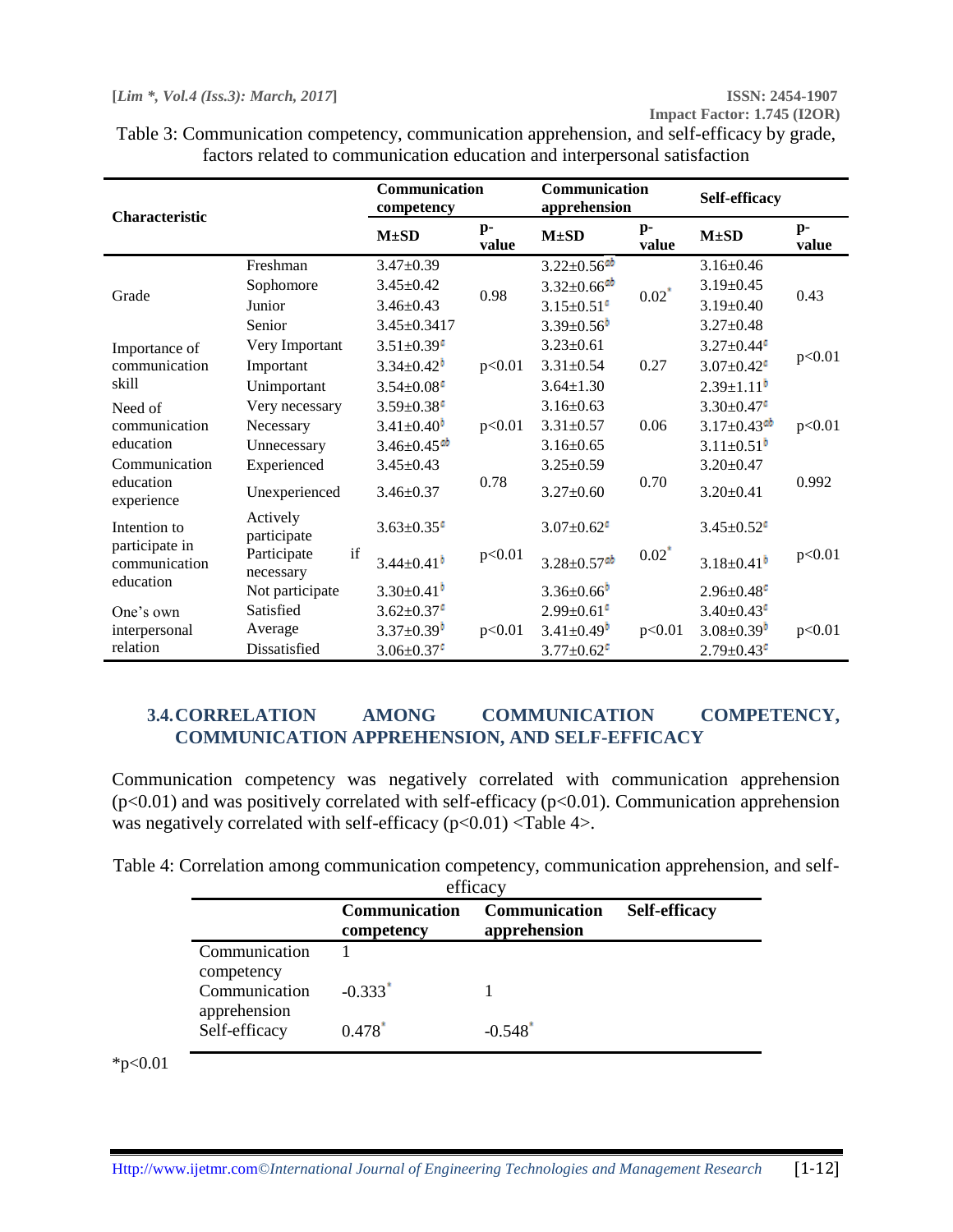Table 3: Communication competency, communication apprehension, and self-efficacy by grade, factors related to communication education and interpersonal satisfaction

| Characteristic | | Communication competency | | Communication apprehension | | Self-efficacy | |
|---|---|---|---|---|---|---|---|
| | | M±SD | p-value | M±SD | p-value | M±SD | p-value |
| Grade | Freshman | 3.47±0.39 | 0.98 | 3.22±0.56[ab] | 0.02* | 3.16±0.46 | 0.43 |
| | Sophomore | 3.45±0.42 | | 3.32±0.66[ab] | | 3.19±0.45 | |
| | Junior | 3.46±0.43 | | 3.15±0.51[a] | | 3.19±0.40 | |
| | Senior | 3.45±0.3417 | | 3.39±0.56[b] | | 3.27±0.48 | |
| Importance of communication skill | Very Important | 3.51±0.39[a] | p<0.01 | 3.23±0.61 | 0.27 | 3.27±0.44[a] | p<0.01 |
| | Important | 3.34±0.42[b] | | 3.31±0.54 | | 3.07±0.42[a] | |
| | Unimportant | 3.54±0.08[a] | | 3.64±1.30 | | 2.39±1.11[b] | |
| Need of communication education | Very necessary | 3.59±0.38[a] | p<0.01 | 3.16±0.63 | 0.06 | 3.30±0.47[a] | p<0.01 |
| | Necessary | 3.41±0.40[b] | | 3.31±0.57 | | 3.17±0.43[ab] | |
| | Unnecessary | 3.46±0.45[ab] | | 3.16±0.65 | | 3.11±0.51[b] | |
| Communication education experience | Experienced | 3.45±0.43 | 0.78 | 3.25±0.59 | 0.70 | 3.20±0.47 | 0.992 |
| | Unexperienced | 3.46±0.37 | | 3.27±0.60 | | 3.20±0.41 | |
| Intention to participate in communication education | Actively participate | 3.63±0.35[a] | p<0.01 | 3.07±0.62[a] | 0.02* | 3.45±0.52[a] | p<0.01 |
| | Participate if necessary | 3.44±0.41[b] | | 3.28±0.57[ab] | | 3.18±0.41[b] | |
| | Not participate | 3.30±0.41[b] | | 3.36±0.66[b] | | 2.96±0.48[c] | |
| One's own interpersonal relation | Satisfied | 3.62±0.37[a] | p<0.01 | 2.99±0.61[a] | p<0.01 | 3.40±0.43[a] | p<0.01 |
| | Average | 3.37±0.39[b] | | 3.41±0.49[b] | | 3.08±0.39[b] | |
| | Dissatisfied | 3.06±0.37[c] | | 3.77±0.62[c] | | 2.79±0.43[c] | |

## 3.4. CORRELATION AMONG COMMUNICATION COMPETENCY, COMMUNICATION APPREHENSION, AND SELF-EFFICACY

Communication competency was negatively correlated with communication apprehension ($p<0.01$) and was positively correlated with self-efficacy ($p<0.01$). Communication apprehension was negatively correlated with self-efficacy ($p<0.01$) <Table 4>.

Table 4: Correlation among communication competency, communication apprehension, and self-efficacy

| | Communication competency | Communication apprehension | Self-efficacy |
|---|---|---|---|
| Communication competency | 1 | | |
| Communication apprehension | -0.333* | 1 | |
| Self-efficacy | 0.478* | -0.548* | |

*p<0.01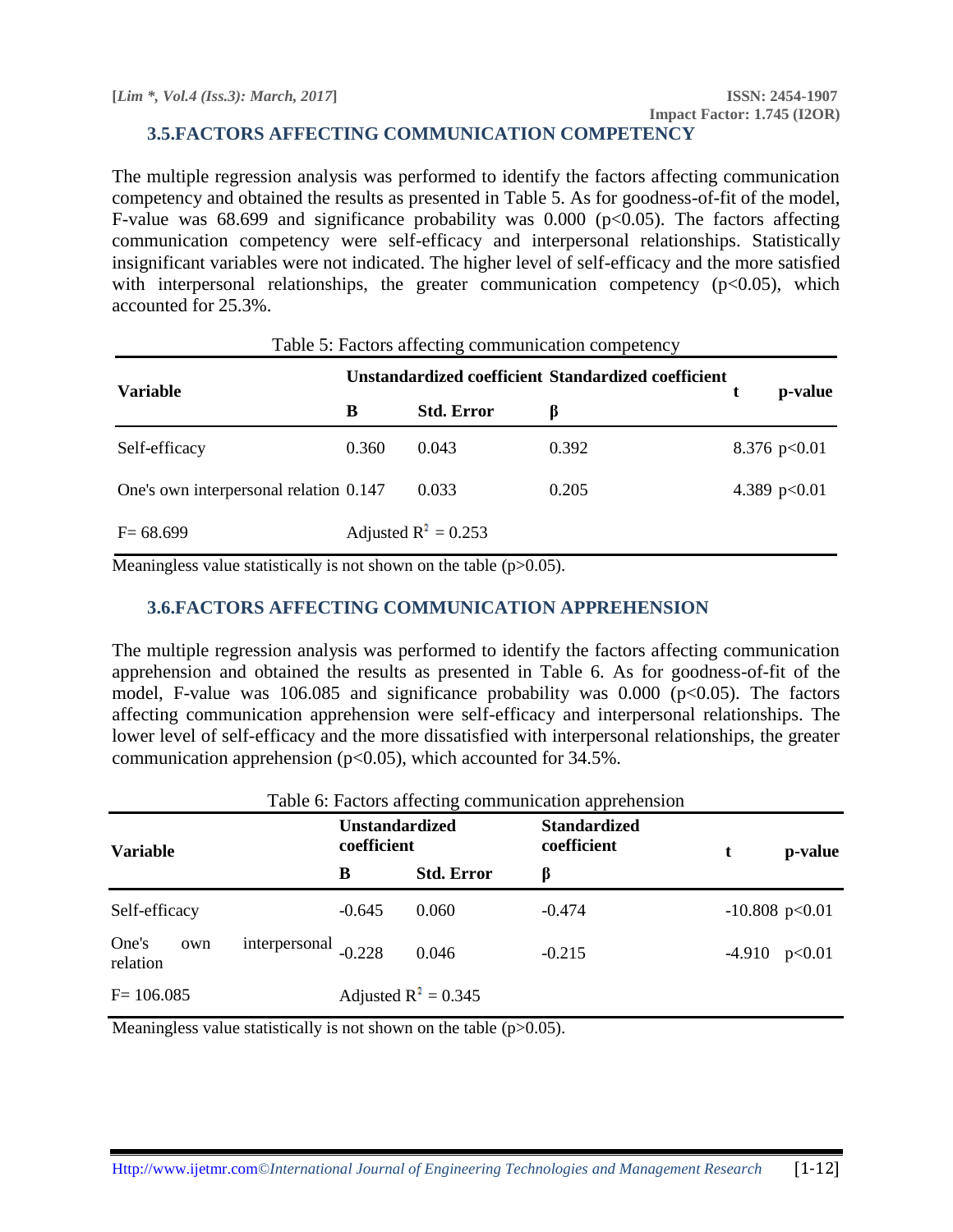### 3.5.FACTORS AFFECTING COMMUNICATION COMPETENCY

The multiple regression analysis was performed to identify the factors affecting communication competency and obtained the results as presented in Table 5. As for goodness-of-fit of the model, F-value was 68.699 and significance probability was 0.000 ($p<0.05$). The factors affecting communication competency were self-efficacy and interpersonal relationships. Statistically insignificant variables were not indicated. The higher level of self-efficacy and the more satisfied with interpersonal relationships, the greater communication competency ($p<0.05$), which accounted for 25.3%.

Table 5: Factors affecting communication competency

| Variable | Unstandardized coefficient | | Standardized coefficient | t | p-value |
|---|---|---|---|---|---|
| | B | Std. Error | β | | |
| Self-efficacy | 0.360 | 0.043 | 0.392 | 8.376 | $p<0.01$ |
| One's own interpersonal relation | 0.147 | 0.033 | 0.205 | 4.389 | $p<0.01$ |
| F= 68.699 | Adjusted $R^2$ = 0.253 | | | | |

Meaningless value statistically is not shown on the table ($p>0.05$).

### 3.6.FACTORS AFFECTING COMMUNICATION APPREHENSION

The multiple regression analysis was performed to identify the factors affecting communication apprehension and obtained the results as presented in Table 6. As for goodness-of-fit of the model, F-value was 106.085 and significance probability was 0.000 ($p<0.05$). The factors affecting communication apprehension were self-efficacy and interpersonal relationships. The lower level of self-efficacy and the more dissatisfied with interpersonal relationships, the greater communication apprehension ($p<0.05$), which accounted for 34.5%.

Table 6: Factors affecting communication apprehension

| Variable | Unstandardized coefficient | | Standardized coefficient | t | p-value |
|---|---|---|---|---|---|
| | B | Std. Error | β | | |
| Self-efficacy | -0.645 | 0.060 | -0.474 | -10.808 | $p<0.01$ |
| One's own interpersonal relation | -0.228 | 0.046 | -0.215 | -4.910 | $p<0.01$ |
| F= 106.085 | Adjusted $R^2$ = 0.345 | | | | |

Meaningless value statistically is not shown on the table ($p>0.05$).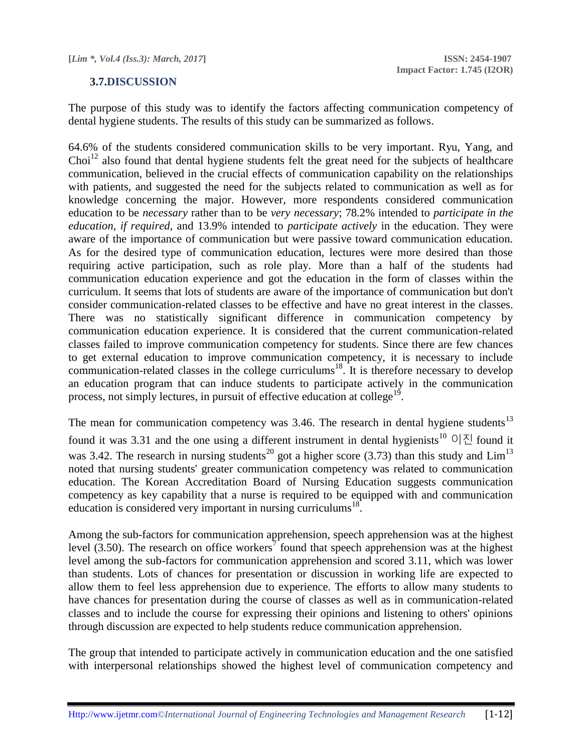### 3.7.DISCUSSION

The purpose of this study was to identify the factors affecting communication competency of dental hygiene students. The results of this study can be summarized as follows.

64.6% of the students considered communication skills to be very important. Ryu, Yang, and Choi[12] also found that dental hygiene students felt the great need for the subjects of healthcare communication, believed in the crucial effects of communication capability on the relationships with patients, and suggested the need for the subjects related to communication as well as for knowledge concerning the major. However, more respondents considered communication education to be *necessary* rather than to be *very necessary*; 78.2% intended to *participate in the education, if required*, and 13.9% intended to *participate actively* in the education. They were aware of the importance of communication but were passive toward communication education. As for the desired type of communication education, lectures were more desired than those requiring active participation, such as role play. More than a half of the students had communication education experience and got the education in the form of classes within the curriculum. It seems that lots of students are aware of the importance of communication but don't consider communication-related classes to be effective and have no great interest in the classes. There was no statistically significant difference in communication competency by communication education experience. It is considered that the current communication-related classes failed to improve communication competency for students. Since there are few chances to get external education to improve communication competency, it is necessary to include communication-related classes in the college curriculums[18]. It is therefore necessary to develop an education program that can induce students to participate actively in the communication process, not simply lectures, in pursuit of effective education at college[19].

The mean for communication competency was 3.46. The research in dental hygiene students[13] found it was 3.31 and the one using a different instrument in dental hygienists[10] 이진 found it was 3.42. The research in nursing students[20] got a higher score (3.73) than this study and Lim[13] noted that nursing students' greater communication competency was related to communication education. The Korean Accreditation Board of Nursing Education suggests communication competency as key capability that a nurse is required to be equipped with and communication education is considered very important in nursing curriculums[18].

Among the sub-factors for communication apprehension, speech apprehension was at the highest level (3.50). The research on office workers[7] found that speech apprehension was at the highest level among the sub-factors for communication apprehension and scored 3.11, which was lower than students. Lots of chances for presentation or discussion in working life are expected to allow them to feel less apprehension due to experience. The efforts to allow many students to have chances for presentation during the course of classes as well as in communication-related classes and to include the course for expressing their opinions and listening to others' opinions through discussion are expected to help students reduce communication apprehension.

The group that intended to participate actively in communication education and the one satisfied with interpersonal relationships showed the highest level of communication competency and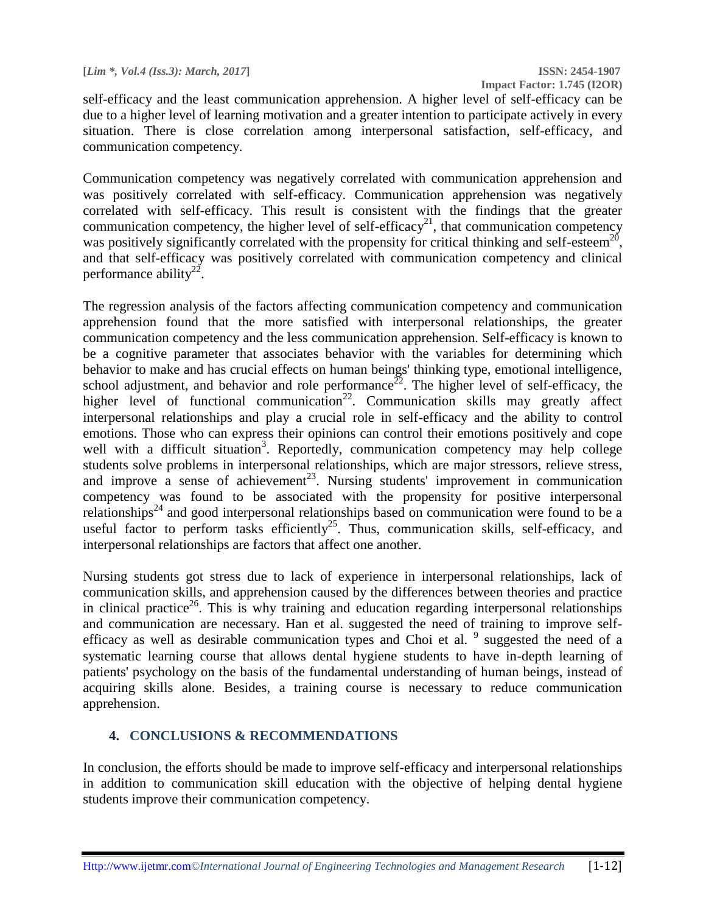self-efficacy and the least communication apprehension. A higher level of self-efficacy can be due to a higher level of learning motivation and a greater intention to participate actively in every situation. There is close correlation among interpersonal satisfaction, self-efficacy, and communication competency.

Communication competency was negatively correlated with communication apprehension and was positively correlated with self-efficacy. Communication apprehension was negatively correlated with self-efficacy. This result is consistent with the findings that the greater communication competency, the higher level of self-efficacy[21], that communication competency was positively significantly correlated with the propensity for critical thinking and self-esteem[20], and that self-efficacy was positively correlated with communication competency and clinical performance ability[22].

The regression analysis of the factors affecting communication competency and communication apprehension found that the more satisfied with interpersonal relationships, the greater communication competency and the less communication apprehension. Self-efficacy is known to be a cognitive parameter that associates behavior with the variables for determining which behavior to make and has crucial effects on human beings' thinking type, emotional intelligence, school adjustment, and behavior and role performance[22]. The higher level of self-efficacy, the higher level of functional communication[22]. Communication skills may greatly affect interpersonal relationships and play a crucial role in self-efficacy and the ability to control emotions. Those who can express their opinions can control their emotions positively and cope well with a difficult situation[3]. Reportedly, communication competency may help college students solve problems in interpersonal relationships, which are major stressors, relieve stress, and improve a sense of achievement[23]. Nursing students' improvement in communication competency was found to be associated with the propensity for positive interpersonal relationships[24] and good interpersonal relationships based on communication were found to be a useful factor to perform tasks efficiently[25]. Thus, communication skills, self-efficacy, and interpersonal relationships are factors that affect one another.

Nursing students got stress due to lack of experience in interpersonal relationships, lack of communication skills, and apprehension caused by the differences between theories and practice in clinical practice[26]. This is why training and education regarding interpersonal relationships and communication are necessary. Han et al. suggested the need of training to improve self-efficacy as well as desirable communication types and Choi et al. [9] suggested the need of a systematic learning course that allows dental hygiene students to have in-depth learning of patients' psychology on the basis of the fundamental understanding of human beings, instead of acquiring skills alone. Besides, a training course is necessary to reduce communication apprehension.

## 4. CONCLUSIONS & RECOMMENDATIONS

In conclusion, the efforts should be made to improve self-efficacy and interpersonal relationships in addition to communication skill education with the objective of helping dental hygiene students improve their communication competency.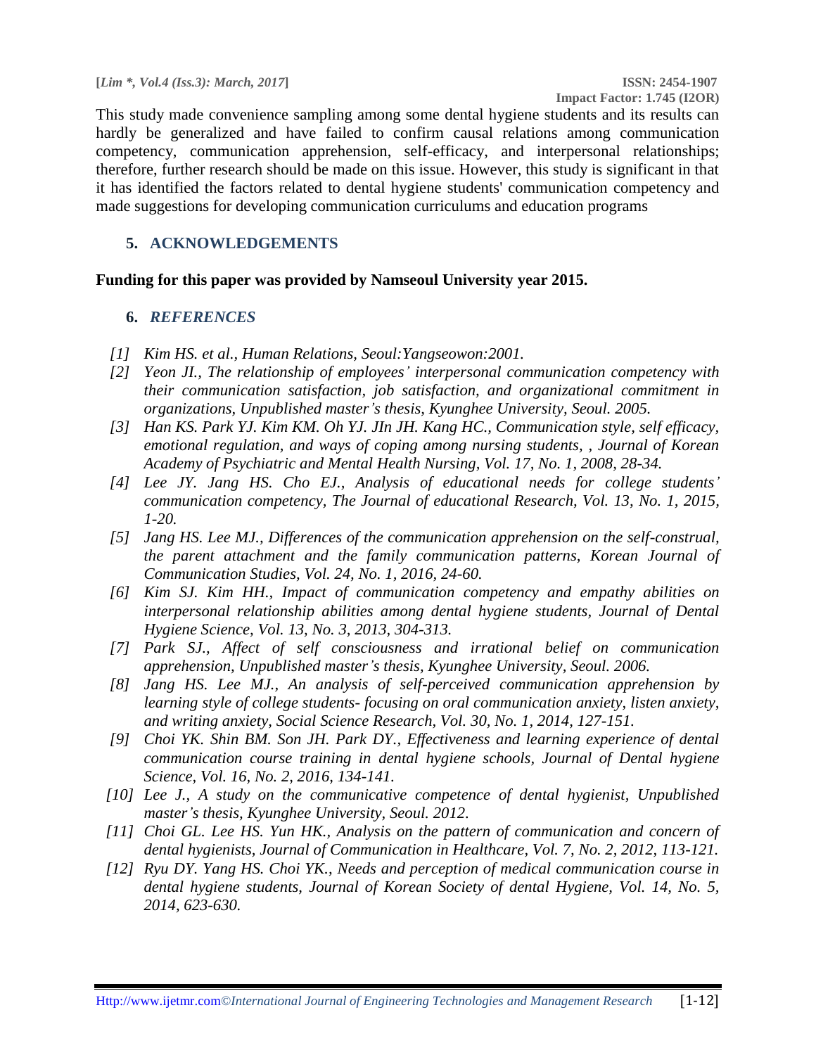This study made convenience sampling among some dental hygiene students and its results can hardly be generalized and have failed to confirm causal relations among communication competency, communication apprehension, self-efficacy, and interpersonal relationships; therefore, further research should be made on this issue. However, this study is significant in that it has identified the factors related to dental hygiene students' communication competency and made suggestions for developing communication curriculums and education programs

## 5. ACKNOWLEDGEMENTS

**Funding for this paper was provided by Namseoul University year 2015.**

## 6. *REFERENCES*

[1] *Kim HS. et al., Human Relations, Seoul:Yangseowon:2001.*

[2] *Yeon JI., The relationship of employees' interpersonal communication competency with their communication satisfaction, job satisfaction, and organizational commitment in organizations, Unpublished master's thesis, Kyunghee University, Seoul. 2005.*

[3] *Han KS. Park YJ. Kim KM. Oh YJ. JIn JH. Kang HC., Communication style, self efficacy, emotional regulation, and ways of coping among nursing students, , Journal of Korean Academy of Psychiatric and Mental Health Nursing, Vol. 17, No. 1, 2008, 28-34.*

[4] *Lee JY. Jang HS. Cho EJ., Analysis of educational needs for college students' communication competency, The Journal of educational Research, Vol. 13, No. 1, 2015, 1-20.*

[5] *Jang HS. Lee MJ., Differences of the communication apprehension on the self-construal, the parent attachment and the family communication patterns, Korean Journal of Communication Studies, Vol. 24, No. 1, 2016, 24-60.*

[6] *Kim SJ. Kim HH., Impact of communication competency and empathy abilities on interpersonal relationship abilities among dental hygiene students, Journal of Dental Hygiene Science, Vol. 13, No. 3, 2013, 304-313.*

[7] *Park SJ., Affect of self consciousness and irrational belief on communication apprehension, Unpublished master's thesis, Kyunghee University, Seoul. 2006.*

[8] *Jang HS. Lee MJ., An analysis of self-perceived communication apprehension by learning style of college students- focusing on oral communication anxiety, listen anxiety, and writing anxiety, Social Science Research, Vol. 30, No. 1, 2014, 127-151.*

[9] *Choi YK. Shin BM. Son JH. Park DY., Effectiveness and learning experience of dental communication course training in dental hygiene schools, Journal of Dental hygiene Science, Vol. 16, No. 2, 2016, 134-141.*

[10] *Lee J., A study on the communicative competence of dental hygienist, Unpublished master's thesis, Kyunghee University, Seoul. 2012.*

[11] *Choi GL. Lee HS. Yun HK., Analysis on the pattern of communication and concern of dental hygienists, Journal of Communication in Healthcare, Vol. 7, No. 2, 2012, 113-121.*

[12] *Ryu DY. Yang HS. Choi YK., Needs and perception of medical communication course in dental hygiene students, Journal of Korean Society of dental Hygiene, Vol. 14, No. 5, 2014, 623-630.*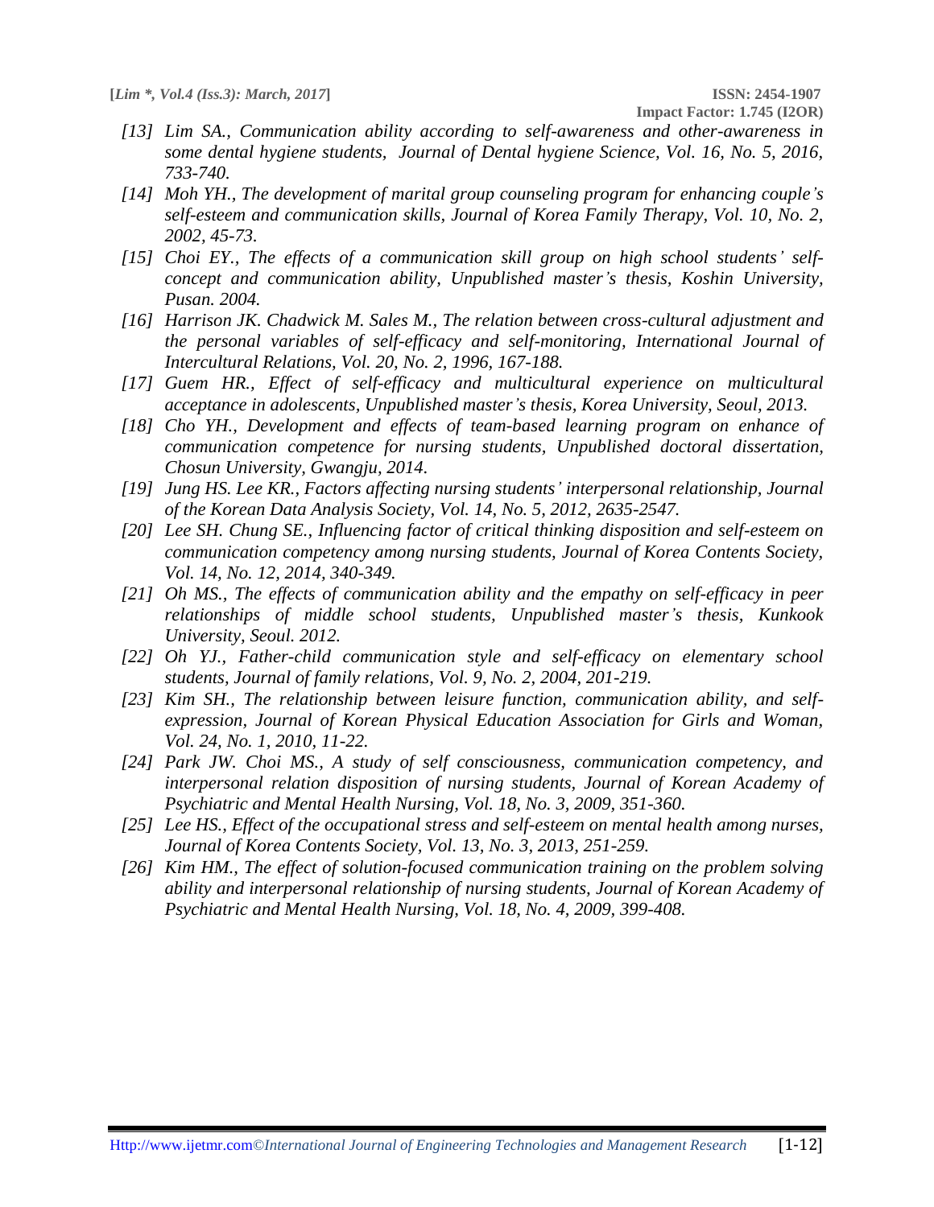*[13] Lim SA., Communication ability according to self-awareness and other-awareness in some dental hygiene students, Journal of Dental hygiene Science, Vol. 16, No. 5, 2016, 733-740.*

*[14] Moh YH., The development of marital group counseling program for enhancing couple's self-esteem and communication skills, Journal of Korea Family Therapy, Vol. 10, No. 2, 2002, 45-73.*

*[15] Choi EY., The effects of a communication skill group on high school students' self-concept and communication ability, Unpublished master's thesis, Koshin University, Pusan. 2004.*

*[16] Harrison JK. Chadwick M. Sales M., The relation between cross-cultural adjustment and the personal variables of self-efficacy and self-monitoring, International Journal of Intercultural Relations, Vol. 20, No. 2, 1996, 167-188.*

*[17] Guem HR., Effect of self-efficacy and multicultural experience on multicultural acceptance in adolescents, Unpublished master's thesis, Korea University, Seoul, 2013.*

*[18] Cho YH., Development and effects of team-based learning program on enhance of communication competence for nursing students, Unpublished doctoral dissertation, Chosun University, Gwangju, 2014.*

*[19] Jung HS. Lee KR., Factors affecting nursing students' interpersonal relationship, Journal of the Korean Data Analysis Society, Vol. 14, No. 5, 2012, 2635-2547.*

*[20] Lee SH. Chung SE., Influencing factor of critical thinking disposition and self-esteem on communication competency among nursing students, Journal of Korea Contents Society, Vol. 14, No. 12, 2014, 340-349.*

*[21] Oh MS., The effects of communication ability and the empathy on self-efficacy in peer relationships of middle school students, Unpublished master's thesis, Kunkook University, Seoul. 2012.*

*[22] Oh YJ., Father-child communication style and self-efficacy on elementary school students, Journal of family relations, Vol. 9, No. 2, 2004, 201-219.*

*[23] Kim SH., The relationship between leisure function, communication ability, and self-expression, Journal of Korean Physical Education Association for Girls and Woman, Vol. 24, No. 1, 2010, 11-22.*

*[24] Park JW. Choi MS., A study of self consciousness, communication competency, and interpersonal relation disposition of nursing students, Journal of Korean Academy of Psychiatric and Mental Health Nursing, Vol. 18, No. 3, 2009, 351-360.*

*[25] Lee HS., Effect of the occupational stress and self-esteem on mental health among nurses, Journal of Korea Contents Society, Vol. 13, No. 3, 2013, 251-259.*

*[26] Kim HM., The effect of solution-focused communication training on the problem solving ability and interpersonal relationship of nursing students, Journal of Korean Academy of Psychiatric and Mental Health Nursing, Vol. 18, No. 4, 2009, 399-408.*